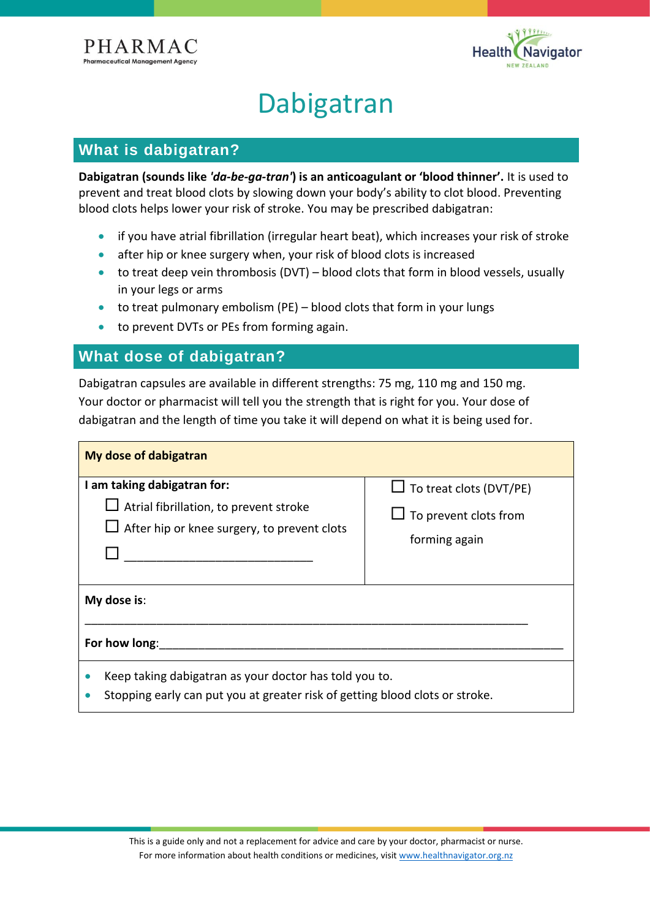# Dabigatran

## What is dabigatran?

**Dabigatran (sounds like *'da-be-ga-tran'*) is an anticoagulant or 'blood thinner'.** It is used to prevent and treat blood clots by slowing down your body's ability to clot blood. Preventing blood clots helps lower your risk of stroke. You may be prescribed dabigatran:

- if you have atrial fibrillation (irregular heart beat), which increases your risk of stroke
- after hip or knee surgery when, your risk of blood clots is increased
- to treat deep vein thrombosis (DVT) – blood clots that form in blood vessels, usually in your legs or arms
- to treat pulmonary embolism (PE) – blood clots that form in your lungs
- to prevent DVTs or PEs from forming again.

## What dose of dabigatran?

Dabigatran capsules are available in different strengths: 75 mg, 110 mg and 150 mg. Your doctor or pharmacist will tell you the strength that is right for you. Your dose of dabigatran and the length of time you take it will depend on what it is being used for.

| **My dose of dabigatran** | |
|---|---|
| **I am taking dabigatran for:**<br>☐ Atrial fibrillation, to prevent stroke<br>☐ After hip or knee surgery, to prevent clots<br>☐ ______________________________ | ☐ To treat clots (DVT/PE)<br>☐ To prevent clots from forming again |
| **My dose is**: ______________________________________________________________________<br>**For how long**:_____________________________________________________________________ | |
| • Keep taking dabigatran as your doctor has told you to.<br>• Stopping early can put you at greater risk of getting blood clots or stroke. | |

This is a guide only and not a replacement for advice and care by your doctor, pharmacist or nurse.
For more information about health conditions or medicines, visit www.healthnavigator.org.nz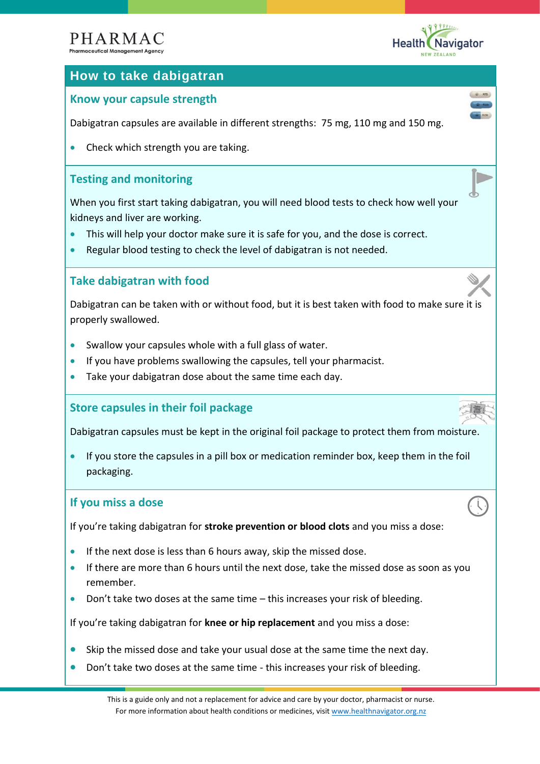## How to take dabigatran

### Know your capsule strength

Dabigatran capsules are available in different strengths: 75 mg, 110 mg and 150 mg.

- Check which strength you are taking.

### Testing and monitoring

When you first start taking dabigatran, you will need blood tests to check how well your kidneys and liver are working.

- This will help your doctor make sure it is safe for you, and the dose is correct.
- Regular blood testing to check the level of dabigatran is not needed.

### Take dabigatran with food

Dabigatran can be taken with or without food, but it is best taken with food to make sure it is properly swallowed.

- Swallow your capsules whole with a full glass of water.
- If you have problems swallowing the capsules, tell your pharmacist.
- Take your dabigatran dose about the same time each day.

### Store capsules in their foil package

Dabigatran capsules must be kept in the original foil package to protect them from moisture.

- If you store the capsules in a pill box or medication reminder box, keep them in the foil packaging.

### If you miss a dose

If you're taking dabigatran for **stroke prevention or blood clots** and you miss a dose:

- If the next dose is less than 6 hours away, skip the missed dose.
- If there are more than 6 hours until the next dose, take the missed dose as soon as you remember.
- Don't take two doses at the same time – this increases your risk of bleeding.

If you're taking dabigatran for **knee or hip replacement** and you miss a dose:

- Skip the missed dose and take your usual dose at the same time the next day.
- Don't take two doses at the same time - this increases your risk of bleeding.

This is a guide only and not a replacement for advice and care by your doctor, pharmacist or nurse.
For more information about health conditions or medicines, visit www.healthnavigator.org.nz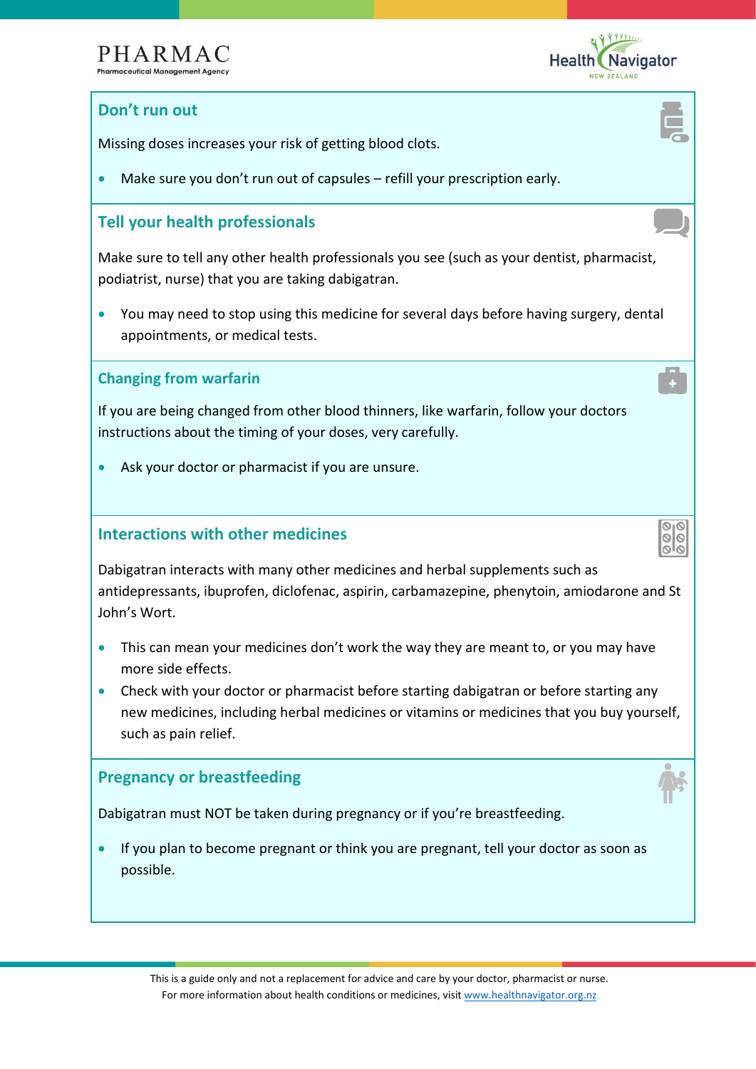## Don't run out

Missing doses increases your risk of getting blood clots.

- Make sure you don't run out of capsules – refill your prescription early.

## Tell your health professionals

Make sure to tell any other health professionals you see (such as your dentist, pharmacist, podiatrist, nurse) that you are taking dabigatran.

- You may need to stop using this medicine for several days before having surgery, dental appointments, or medical tests.

## Changing from warfarin

If you are being changed from other blood thinners, like warfarin, follow your doctors instructions about the timing of your doses, very carefully.

- Ask your doctor or pharmacist if you are unsure.

## Interactions with other medicines

Dabigatran interacts with many other medicines and herbal supplements such as antidepressants, ibuprofen, diclofenac, aspirin, carbamazepine, phenytoin, amiodarone and St John's Wort.

- This can mean your medicines don't work the way they are meant to, or you may have more side effects.
- Check with your doctor or pharmacist before starting dabigatran or before starting any new medicines, including herbal medicines or vitamins or medicines that you buy yourself, such as pain relief.

## Pregnancy or breastfeeding

Dabigatran must NOT be taken during pregnancy or if you're breastfeeding.

- If you plan to become pregnant or think you are pregnant, tell your doctor as soon as possible.

This is a guide only and not a replacement for advice and care by your doctor, pharmacist or nurse.
For more information about health conditions or medicines, visit www.healthnavigator.org.nz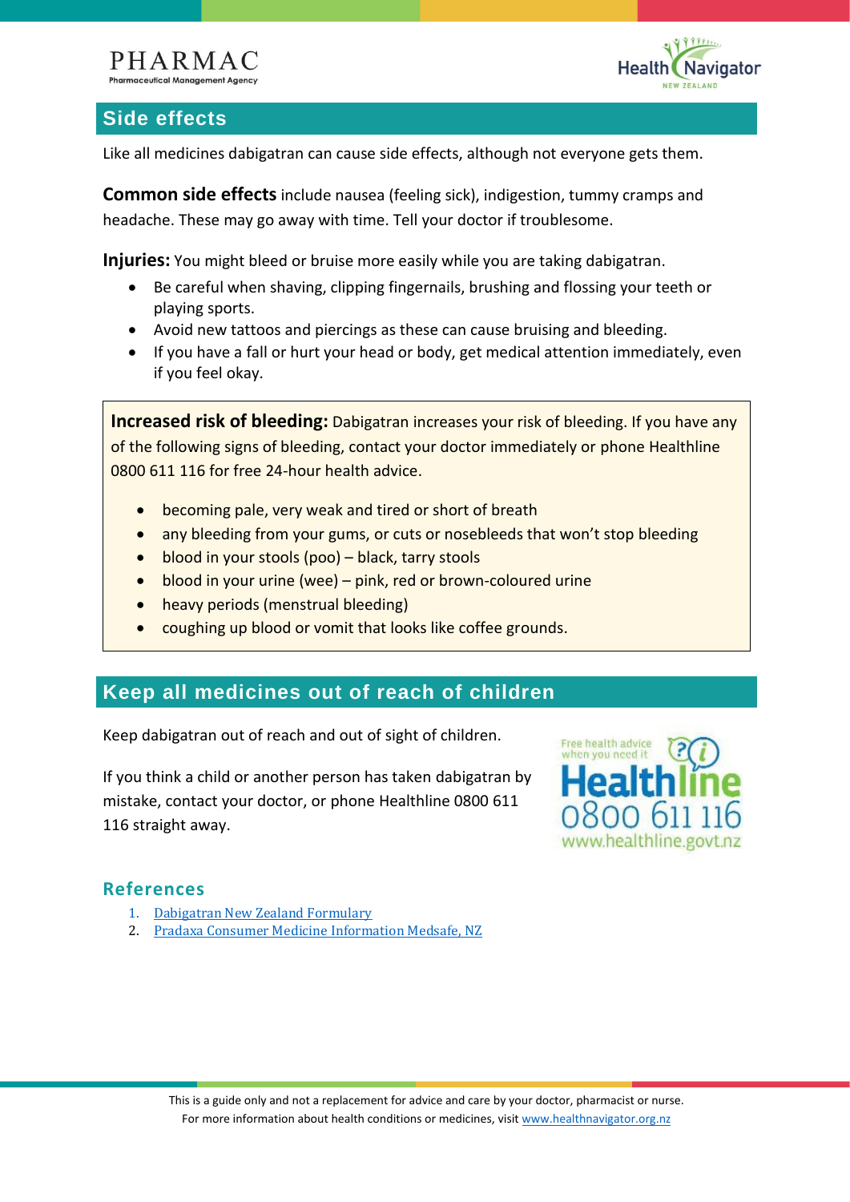## Side effects

Like all medicines dabigatran can cause side effects, although not everyone gets them.

**Common side effects** include nausea (feeling sick), indigestion, tummy cramps and headache. These may go away with time. Tell your doctor if troublesome.

**Injuries:** You might bleed or bruise more easily while you are taking dabigatran.

- Be careful when shaving, clipping fingernails, brushing and flossing your teeth or playing sports.
- Avoid new tattoos and piercings as these can cause bruising and bleeding.
- If you have a fall or hurt your head or body, get medical attention immediately, even if you feel okay.

**Increased risk of bleeding:** Dabigatran increases your risk of bleeding. If you have any of the following signs of bleeding, contact your doctor immediately or phone Healthline 0800 611 116 for free 24-hour health advice.

- becoming pale, very weak and tired or short of breath
- any bleeding from your gums, or cuts or nosebleeds that won't stop bleeding
- blood in your stools (poo) – black, tarry stools
- blood in your urine (wee) – pink, red or brown-coloured urine
- heavy periods (menstrual bleeding)
- coughing up blood or vomit that looks like coffee grounds.

## Keep all medicines out of reach of children

Keep dabigatran out of reach and out of sight of children.

If you think a child or another person has taken dabigatran by mistake, contact your doctor, or phone Healthline 0800 611 116 straight away.

Free health advice when you need it
Healthline
0800 611 116
www.healthline.govt.nz

### References

1. Dabigatran New Zealand Formulary
2. Pradaxa Consumer Medicine Information Medsafe, NZ

This is a guide only and not a replacement for advice and care by your doctor, pharmacist or nurse.
For more information about health conditions or medicines, visit www.healthnavigator.org.nz